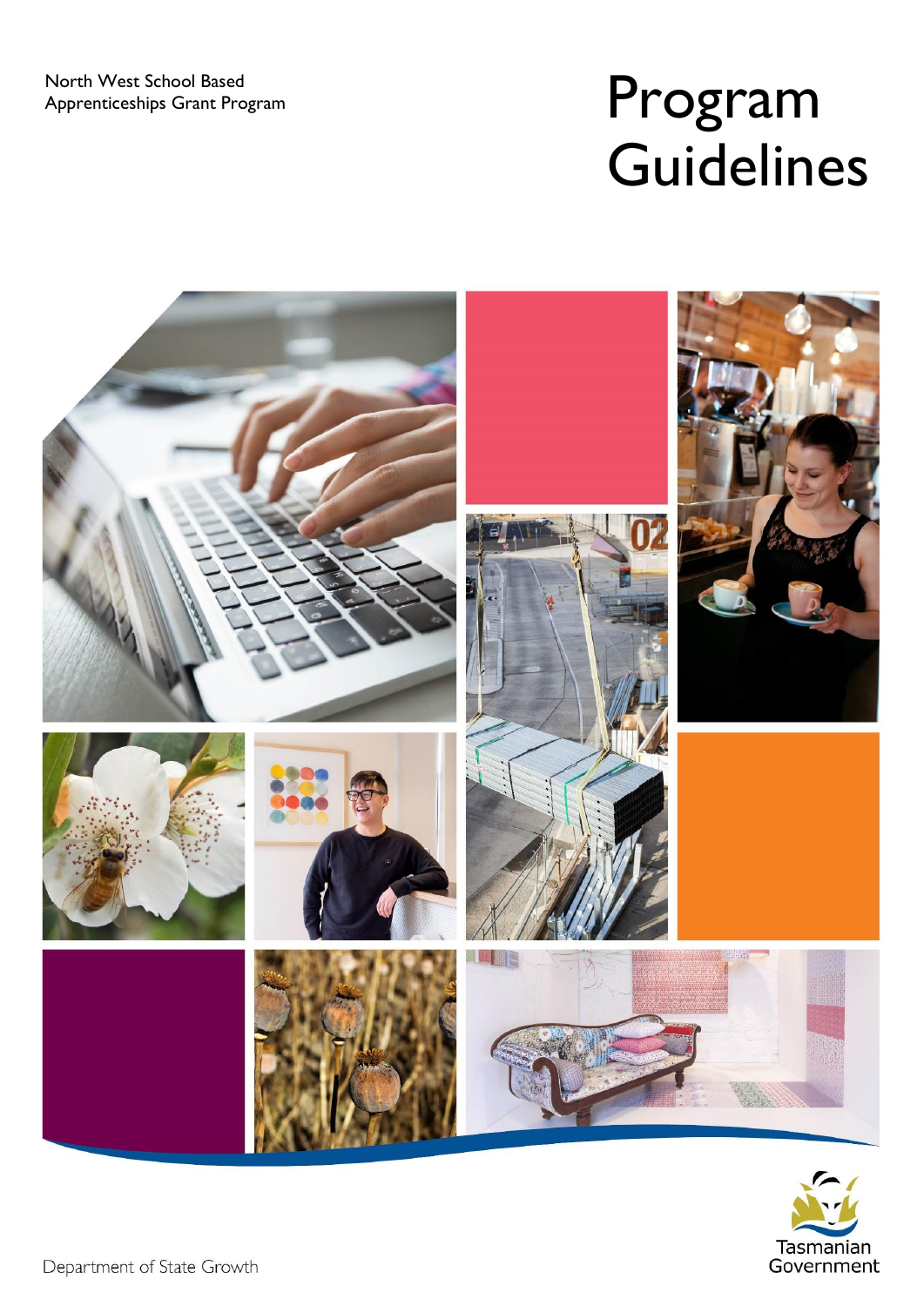North West School Based Apprenticeships Grant Program

# Program Guidelines

Department of State Growth

Tasmanian Government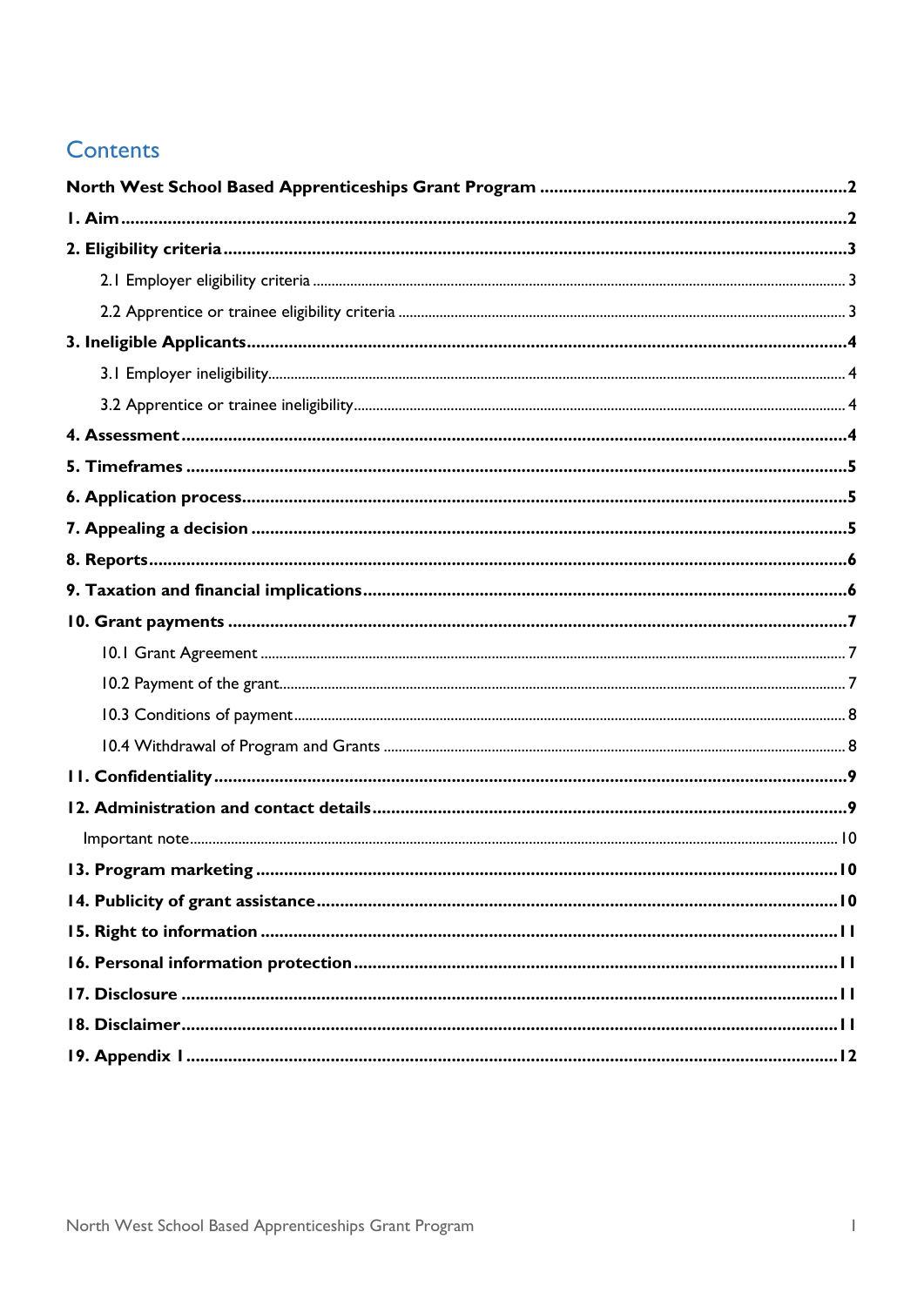# Contents

**North West School Based Apprenticeships Grant Program** ... 2

**1. Aim** ... 2

**2. Eligibility criteria** ... 3

- 2.1 Employer eligibility criteria ... 3
- 2.2 Apprentice or trainee eligibility criteria ... 3

**3. Ineligible Applicants** ... 4

- 3.1 Employer ineligibility ... 4
- 3.2 Apprentice or trainee ineligibility ... 4

**4. Assessment** ... 4

**5. Timeframes** ... 5

**6. Application process** ... 5

**7. Appealing a decision** ... 5

**8. Reports** ... 6

**9. Taxation and financial implications** ... 6

**10. Grant payments** ... 7

- 10.1 Grant Agreement ... 7
- 10.2 Payment of the grant ... 7
- 10.3 Conditions of payment ... 8
- 10.4 Withdrawal of Program and Grants ... 8

**11. Confidentiality** ... 9

**12. Administration and contact details** ... 9

- Important note ... 10

**13. Program marketing** ... 10

**14. Publicity of grant assistance** ... 10

**15. Right to information** ... 11

**16. Personal information protection** ... 11

**17. Disclosure** ... 11

**18. Disclaimer** ... 11

**19. Appendix 1** ... 12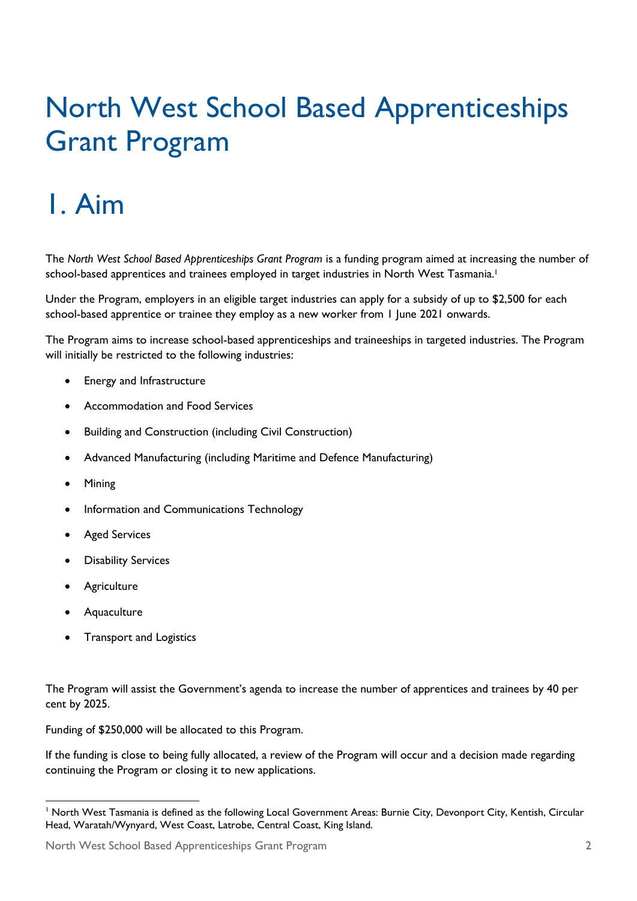# North West School Based Apprenticeships Grant Program

# 1. Aim

The *North West School Based Apprenticeships Grant Program* is a funding program aimed at increasing the number of school-based apprentices and trainees employed in target industries in North West Tasmania.[1]

Under the Program, employers in an eligible target industries can apply for a subsidy of up to $2,500 for each school-based apprentice or trainee they employ as a new worker from 1 June 2021 onwards.

The Program aims to increase school-based apprenticeships and traineeships in targeted industries. The Program will initially be restricted to the following industries:

- Energy and Infrastructure
- Accommodation and Food Services
- Building and Construction (including Civil Construction)
- Advanced Manufacturing (including Maritime and Defence Manufacturing)
- Mining
- Information and Communications Technology
- Aged Services
- Disability Services
- Agriculture
- Aquaculture
- Transport and Logistics

The Program will assist the Government's agenda to increase the number of apprentices and trainees by 40 per cent by 2025.

Funding of $250,000 will be allocated to this Program.

If the funding is close to being fully allocated, a review of the Program will occur and a decision made regarding continuing the Program or closing it to new applications.

[1] North West Tasmania is defined as the following Local Government Areas: Burnie City, Devonport City, Kentish, Circular Head, Waratah/Wynyard, West Coast, Latrobe, Central Coast, King Island.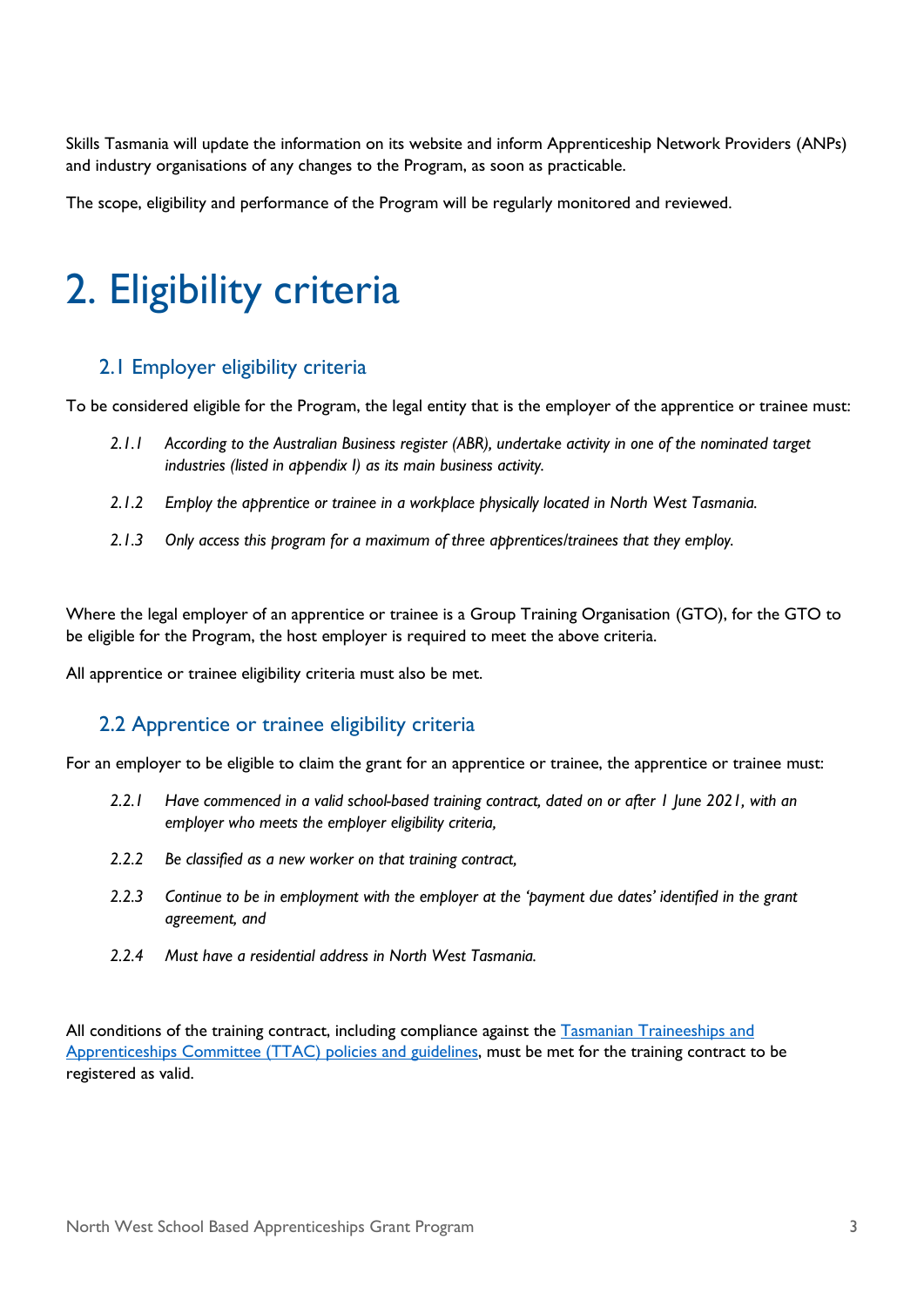Skills Tasmania will update the information on its website and inform Apprenticeship Network Providers (ANPs) and industry organisations of any changes to the Program, as soon as practicable.

The scope, eligibility and performance of the Program will be regularly monitored and reviewed.

# 2. Eligibility criteria

## 2.1 Employer eligibility criteria

To be considered eligible for the Program, the legal entity that is the employer of the apprentice or trainee must:

*2.1.1 According to the Australian Business register (ABR), undertake activity in one of the nominated target industries (listed in appendix I) as its main business activity.*

*2.1.2 Employ the apprentice or trainee in a workplace physically located in North West Tasmania.*

*2.1.3 Only access this program for a maximum of three apprentices/trainees that they employ.*

Where the legal employer of an apprentice or trainee is a Group Training Organisation (GTO), for the GTO to be eligible for the Program, the host employer is required to meet the above criteria.

All apprentice or trainee eligibility criteria must also be met.

## 2.2 Apprentice or trainee eligibility criteria

For an employer to be eligible to claim the grant for an apprentice or trainee, the apprentice or trainee must:

*2.2.1 Have commenced in a valid school-based training contract, dated on or after 1 June 2021, with an employer who meets the employer eligibility criteria,*

*2.2.2 Be classified as a new worker on that training contract,*

*2.2.3 Continue to be in employment with the employer at the 'payment due dates' identified in the grant agreement, and*

*2.2.4 Must have a residential address in North West Tasmania.*

All conditions of the training contract, including compliance against the [Tasmanian Traineeships and Apprenticeships Committee (TTAC) policies and guidelines](), must be met for the training contract to be registered as valid.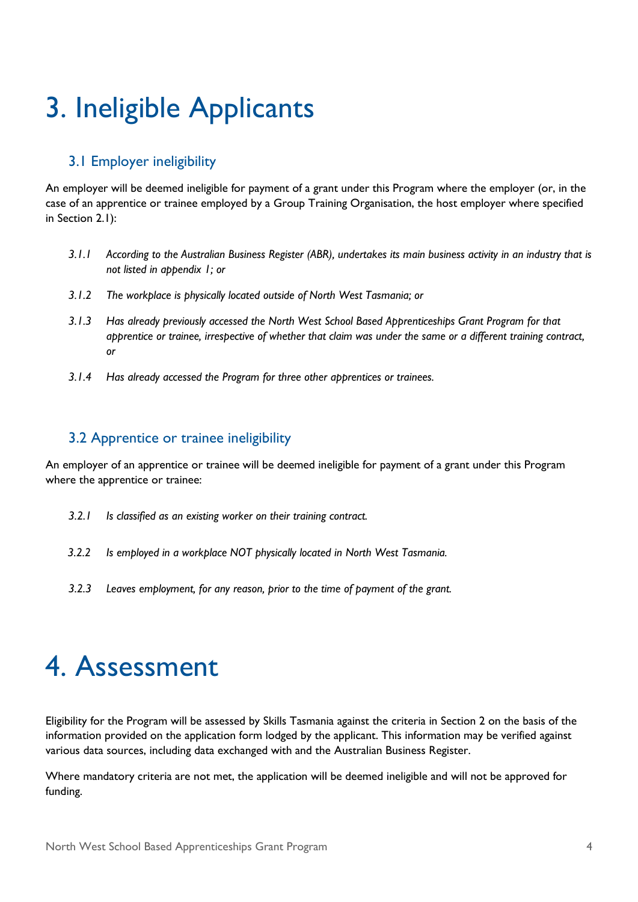# 3. Ineligible Applicants

## 3.1 Employer ineligibility

An employer will be deemed ineligible for payment of a grant under this Program where the employer (or, in the case of an apprentice or trainee employed by a Group Training Organisation, the host employer where specified in Section 2.1):

*3.1.1 According to the Australian Business Register (ABR), undertakes its main business activity in an industry that is not listed in appendix 1; or*

*3.1.2 The workplace is physically located outside of North West Tasmania; or*

*3.1.3 Has already previously accessed the North West School Based Apprenticeships Grant Program for that apprentice or trainee, irrespective of whether that claim was under the same or a different training contract, or*

*3.1.4 Has already accessed the Program for three other apprentices or trainees.*

## 3.2 Apprentice or trainee ineligibility

An employer of an apprentice or trainee will be deemed ineligible for payment of a grant under this Program where the apprentice or trainee:

*3.2.1 Is classified as an existing worker on their training contract.*

*3.2.2 Is employed in a workplace NOT physically located in North West Tasmania.*

*3.2.3 Leaves employment, for any reason, prior to the time of payment of the grant.*

# 4. Assessment

Eligibility for the Program will be assessed by Skills Tasmania against the criteria in Section 2 on the basis of the information provided on the application form lodged by the applicant. This information may be verified against various data sources, including data exchanged with and the Australian Business Register.

Where mandatory criteria are not met, the application will be deemed ineligible and will not be approved for funding.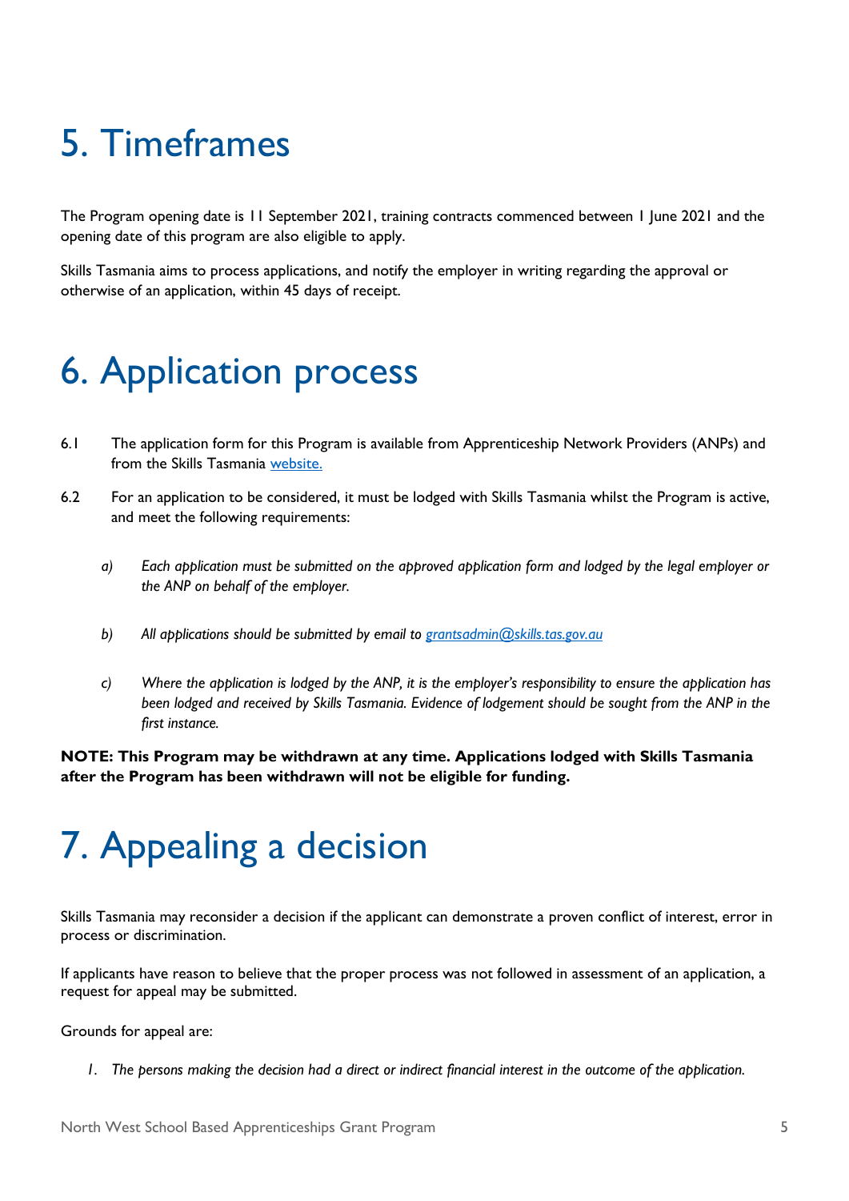# 5. Timeframes

The Program opening date is 11 September 2021, training contracts commenced between 1 June 2021 and the opening date of this program are also eligible to apply.

Skills Tasmania aims to process applications, and notify the employer in writing regarding the approval or otherwise of an application, within 45 days of receipt.

# 6. Application process

6.1 The application form for this Program is available from Apprenticeship Network Providers (ANPs) and from the Skills Tasmania [website.](website.)

6.2 For an application to be considered, it must be lodged with Skills Tasmania whilst the Program is active, and meet the following requirements:

  a) *Each application must be submitted on the approved application form and lodged by the legal employer or the ANP on behalf of the employer.*

  b) *All applications should be submitted by email to [grantsadmin@skills.tas.gov.au](mailto:grantsadmin@skills.tas.gov.au)*

  c) *Where the application is lodged by the ANP, it is the employer's responsibility to ensure the application has been lodged and received by Skills Tasmania. Evidence of lodgement should be sought from the ANP in the first instance.*

**NOTE: This Program may be withdrawn at any time. Applications lodged with Skills Tasmania after the Program has been withdrawn will not be eligible for funding.**

# 7. Appealing a decision

Skills Tasmania may reconsider a decision if the applicant can demonstrate a proven conflict of interest, error in process or discrimination.

If applicants have reason to believe that the proper process was not followed in assessment of an application, a request for appeal may be submitted.

Grounds for appeal are:

1. *The persons making the decision had a direct or indirect financial interest in the outcome of the application.*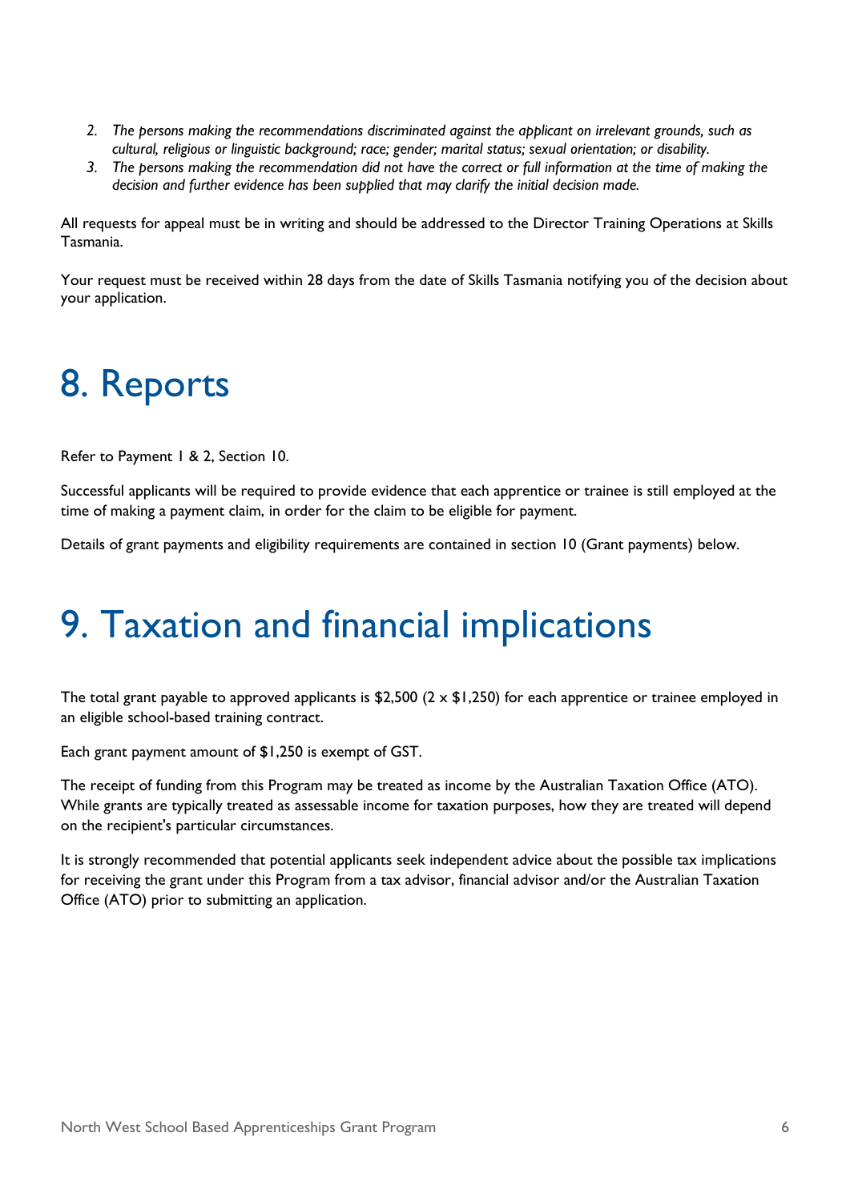2. *The persons making the recommendations discriminated against the applicant on irrelevant grounds, such as cultural, religious or linguistic background; race; gender; marital status; sexual orientation; or disability.*
3. *The persons making the recommendation did not have the correct or full information at the time of making the decision and further evidence has been supplied that may clarify the initial decision made.*

All requests for appeal must be in writing and should be addressed to the Director Training Operations at Skills Tasmania.

Your request must be received within 28 days from the date of Skills Tasmania notifying you of the decision about your application.

# 8. Reports

Refer to Payment 1 & 2, Section 10.

Successful applicants will be required to provide evidence that each apprentice or trainee is still employed at the time of making a payment claim, in order for the claim to be eligible for payment.

Details of grant payments and eligibility requirements are contained in section 10 (Grant payments) below.

# 9. Taxation and financial implications

The total grant payable to approved applicants is $2,500 (2 x $1,250) for each apprentice or trainee employed in an eligible school-based training contract.

Each grant payment amount of $1,250 is exempt of GST.

The receipt of funding from this Program may be treated as income by the Australian Taxation Office (ATO). While grants are typically treated as assessable income for taxation purposes, how they are treated will depend on the recipient's particular circumstances.

It is strongly recommended that potential applicants seek independent advice about the possible tax implications for receiving the grant under this Program from a tax advisor, financial advisor and/or the Australian Taxation Office (ATO) prior to submitting an application.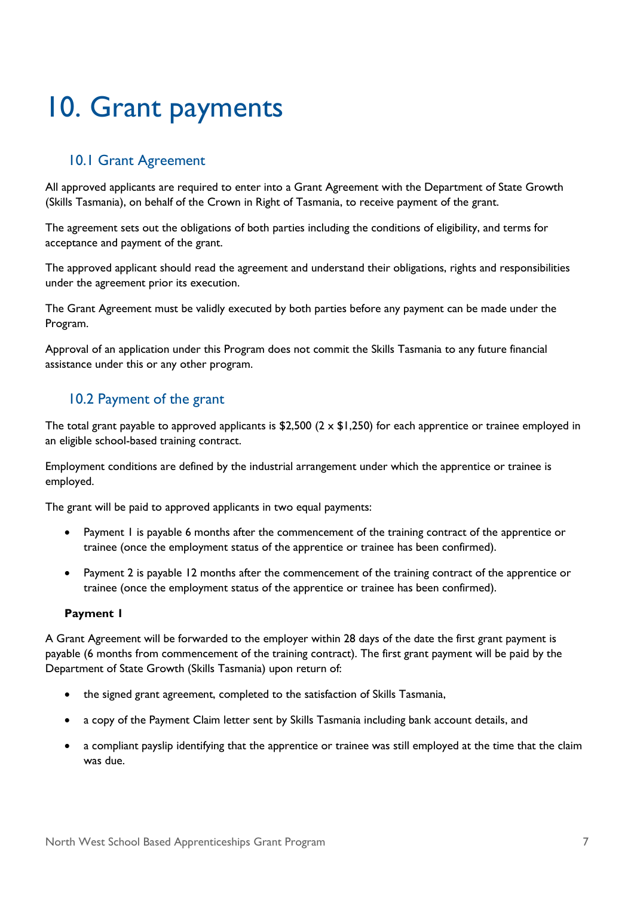# 10. Grant payments

## 10.1 Grant Agreement

All approved applicants are required to enter into a Grant Agreement with the Department of State Growth (Skills Tasmania), on behalf of the Crown in Right of Tasmania, to receive payment of the grant.

The agreement sets out the obligations of both parties including the conditions of eligibility, and terms for acceptance and payment of the grant.

The approved applicant should read the agreement and understand their obligations, rights and responsibilities under the agreement prior its execution.

The Grant Agreement must be validly executed by both parties before any payment can be made under the Program.

Approval of an application under this Program does not commit the Skills Tasmania to any future financial assistance under this or any other program.

## 10.2 Payment of the grant

The total grant payable to approved applicants is $2,500 (2 x $1,250) for each apprentice or trainee employed in an eligible school-based training contract.

Employment conditions are defined by the industrial arrangement under which the apprentice or trainee is employed.

The grant will be paid to approved applicants in two equal payments:

- Payment 1 is payable 6 months after the commencement of the training contract of the apprentice or trainee (once the employment status of the apprentice or trainee has been confirmed).
- Payment 2 is payable 12 months after the commencement of the training contract of the apprentice or trainee (once the employment status of the apprentice or trainee has been confirmed).

**Payment 1**

A Grant Agreement will be forwarded to the employer within 28 days of the date the first grant payment is payable (6 months from commencement of the training contract). The first grant payment will be paid by the Department of State Growth (Skills Tasmania) upon return of:

- the signed grant agreement, completed to the satisfaction of Skills Tasmania,
- a copy of the Payment Claim letter sent by Skills Tasmania including bank account details, and
- a compliant payslip identifying that the apprentice or trainee was still employed at the time that the claim was due.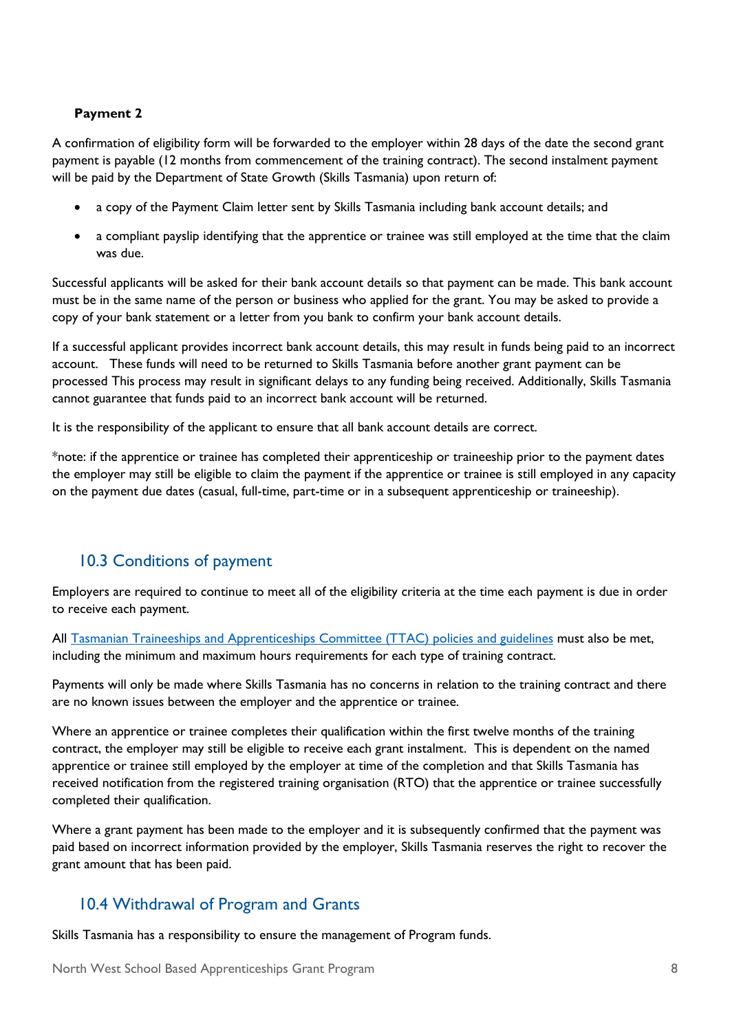**Payment 2**

A confirmation of eligibility form will be forwarded to the employer within 28 days of the date the second grant payment is payable (12 months from commencement of the training contract). The second instalment payment will be paid by the Department of State Growth (Skills Tasmania) upon return of:

- a copy of the Payment Claim letter sent by Skills Tasmania including bank account details; and
- a compliant payslip identifying that the apprentice or trainee was still employed at the time that the claim was due.

Successful applicants will be asked for their bank account details so that payment can be made. This bank account must be in the same name of the person or business who applied for the grant. You may be asked to provide a copy of your bank statement or a letter from you bank to confirm your bank account details.

If a successful applicant provides incorrect bank account details, this may result in funds being paid to an incorrect account. These funds will need to be returned to Skills Tasmania before another grant payment can be processed This process may result in significant delays to any funding being received. Additionally, Skills Tasmania cannot guarantee that funds paid to an incorrect bank account will be returned.

It is the responsibility of the applicant to ensure that all bank account details are correct.

*note: if the apprentice or trainee has completed their apprenticeship or traineeship prior to the payment dates the employer may still be eligible to claim the payment if the apprentice or trainee is still employed in any capacity on the payment due dates (casual, full-time, part-time or in a subsequent apprenticeship or traineeship).

## 10.3 Conditions of payment

Employers are required to continue to meet all of the eligibility criteria at the time each payment is due in order to receive each payment.

All Tasmanian Traineeships and Apprenticeships Committee (TTAC) policies and guidelines must also be met, including the minimum and maximum hours requirements for each type of training contract.

Payments will only be made where Skills Tasmania has no concerns in relation to the training contract and there are no known issues between the employer and the apprentice or trainee.

Where an apprentice or trainee completes their qualification within the first twelve months of the training contract, the employer may still be eligible to receive each grant instalment. This is dependent on the named apprentice or trainee still employed by the employer at time of the completion and that Skills Tasmania has received notification from the registered training organisation (RTO) that the apprentice or trainee successfully completed their qualification.

Where a grant payment has been made to the employer and it is subsequently confirmed that the payment was paid based on incorrect information provided by the employer, Skills Tasmania reserves the right to recover the grant amount that has been paid.

## 10.4 Withdrawal of Program and Grants

Skills Tasmania has a responsibility to ensure the management of Program funds.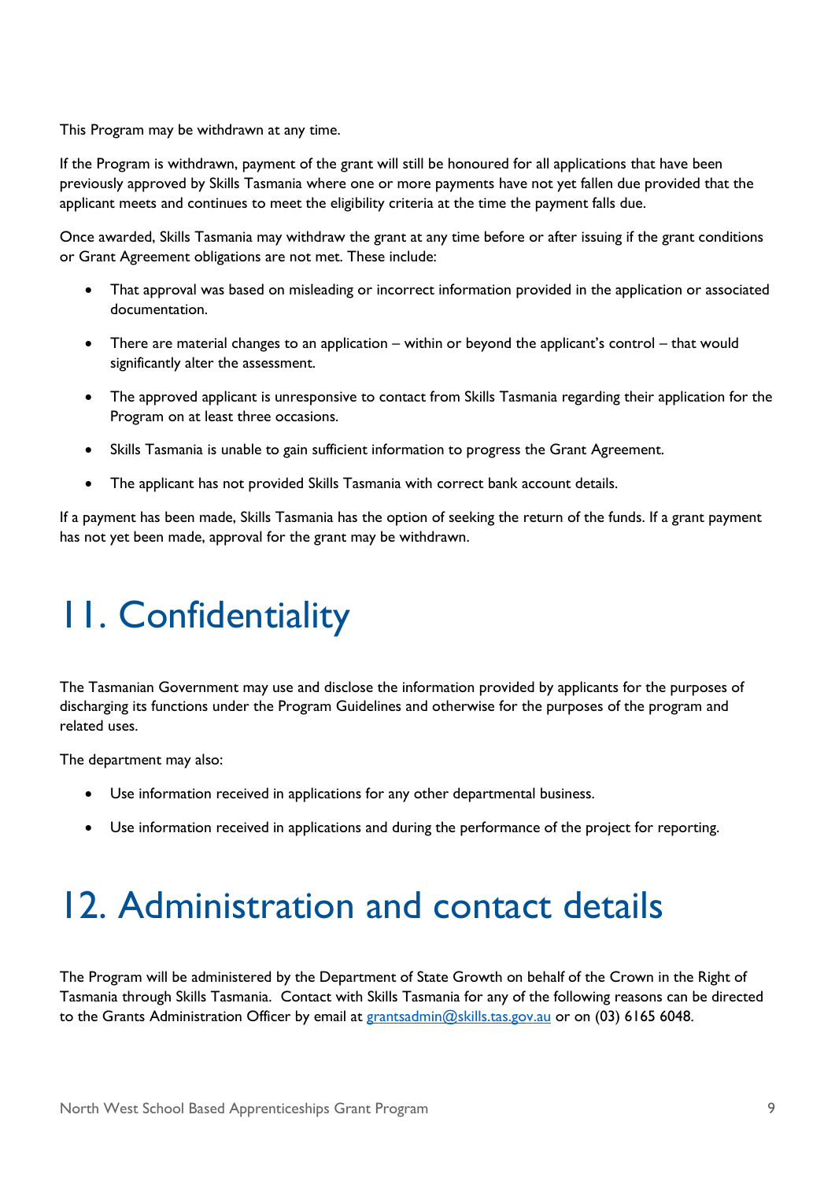This Program may be withdrawn at any time.

If the Program is withdrawn, payment of the grant will still be honoured for all applications that have been previously approved by Skills Tasmania where one or more payments have not yet fallen due provided that the applicant meets and continues to meet the eligibility criteria at the time the payment falls due.

Once awarded, Skills Tasmania may withdraw the grant at any time before or after issuing if the grant conditions or Grant Agreement obligations are not met. These include:

- That approval was based on misleading or incorrect information provided in the application or associated documentation.
- There are material changes to an application – within or beyond the applicant's control – that would significantly alter the assessment.
- The approved applicant is unresponsive to contact from Skills Tasmania regarding their application for the Program on at least three occasions.
- Skills Tasmania is unable to gain sufficient information to progress the Grant Agreement.
- The applicant has not provided Skills Tasmania with correct bank account details.

If a payment has been made, Skills Tasmania has the option of seeking the return of the funds. If a grant payment has not yet been made, approval for the grant may be withdrawn.

# 11. Confidentiality

The Tasmanian Government may use and disclose the information provided by applicants for the purposes of discharging its functions under the Program Guidelines and otherwise for the purposes of the program and related uses.

The department may also:

- Use information received in applications for any other departmental business.
- Use information received in applications and during the performance of the project for reporting.

# 12. Administration and contact details

The Program will be administered by the Department of State Growth on behalf of the Crown in the Right of Tasmania through Skills Tasmania. Contact with Skills Tasmania for any of the following reasons can be directed to the Grants Administration Officer by email at grantsadmin@skills.tas.gov.au or on (03) 6165 6048.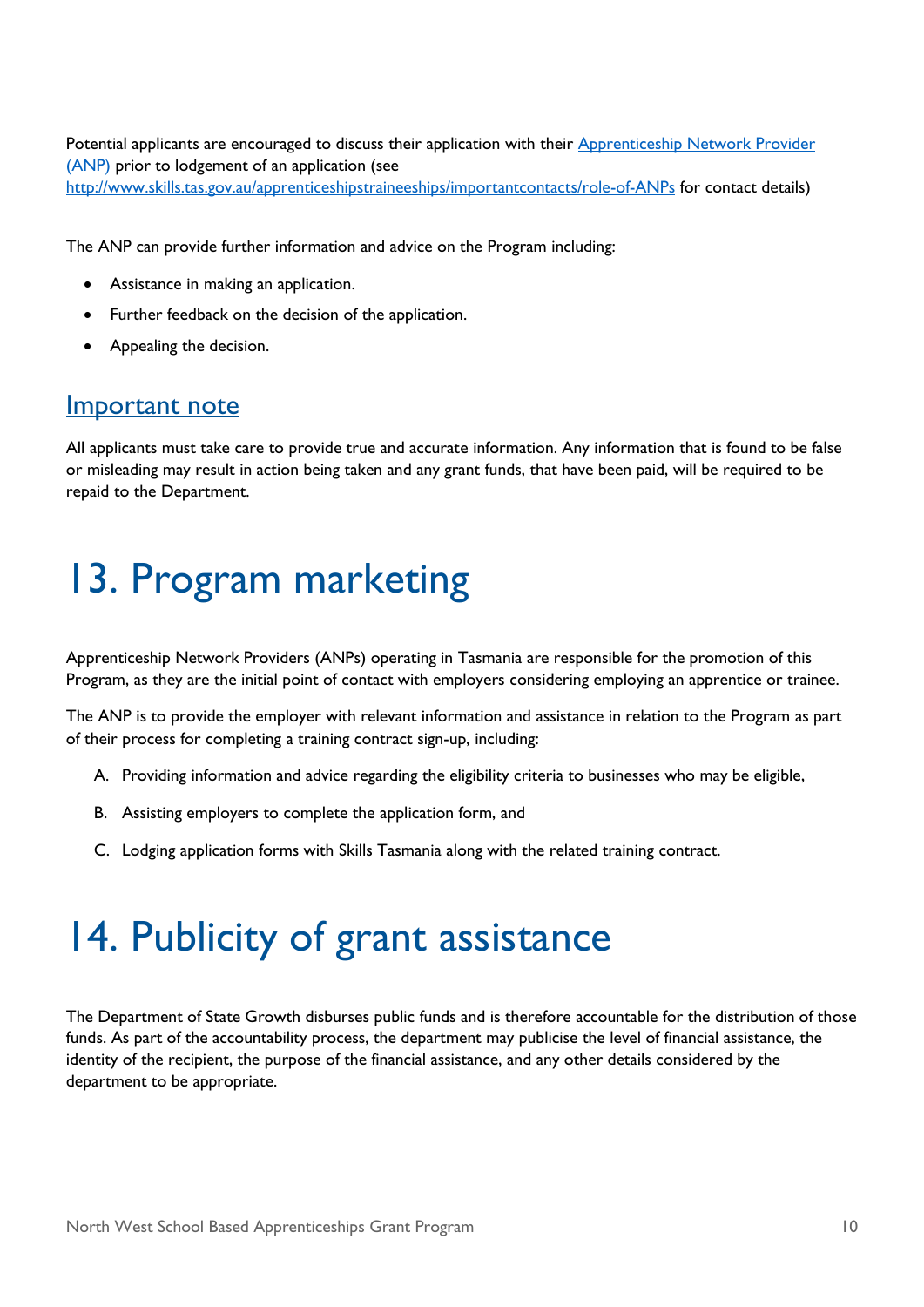Potential applicants are encouraged to discuss their application with their [Apprenticeship Network Provider (ANP)](http://www.skills.tas.gov.au/apprenticeshipstraineeships/importantcontacts/role-of-ANPs) prior to lodgement of an application (see http://www.skills.tas.gov.au/apprenticeshipstraineeships/importantcontacts/role-of-ANPs for contact details)

The ANP can provide further information and advice on the Program including:

- Assistance in making an application.
- Further feedback on the decision of the application.
- Appealing the decision.

## Important note

All applicants must take care to provide true and accurate information. Any information that is found to be false or misleading may result in action being taken and any grant funds, that have been paid, will be required to be repaid to the Department.

# 13. Program marketing

Apprenticeship Network Providers (ANPs) operating in Tasmania are responsible for the promotion of this Program, as they are the initial point of contact with employers considering employing an apprentice or trainee.

The ANP is to provide the employer with relevant information and assistance in relation to the Program as part of their process for completing a training contract sign-up, including:

A. Providing information and advice regarding the eligibility criteria to businesses who may be eligible,

B. Assisting employers to complete the application form, and

C. Lodging application forms with Skills Tasmania along with the related training contract.

# 14. Publicity of grant assistance

The Department of State Growth disburses public funds and is therefore accountable for the distribution of those funds. As part of the accountability process, the department may publicise the level of financial assistance, the identity of the recipient, the purpose of the financial assistance, and any other details considered by the department to be appropriate.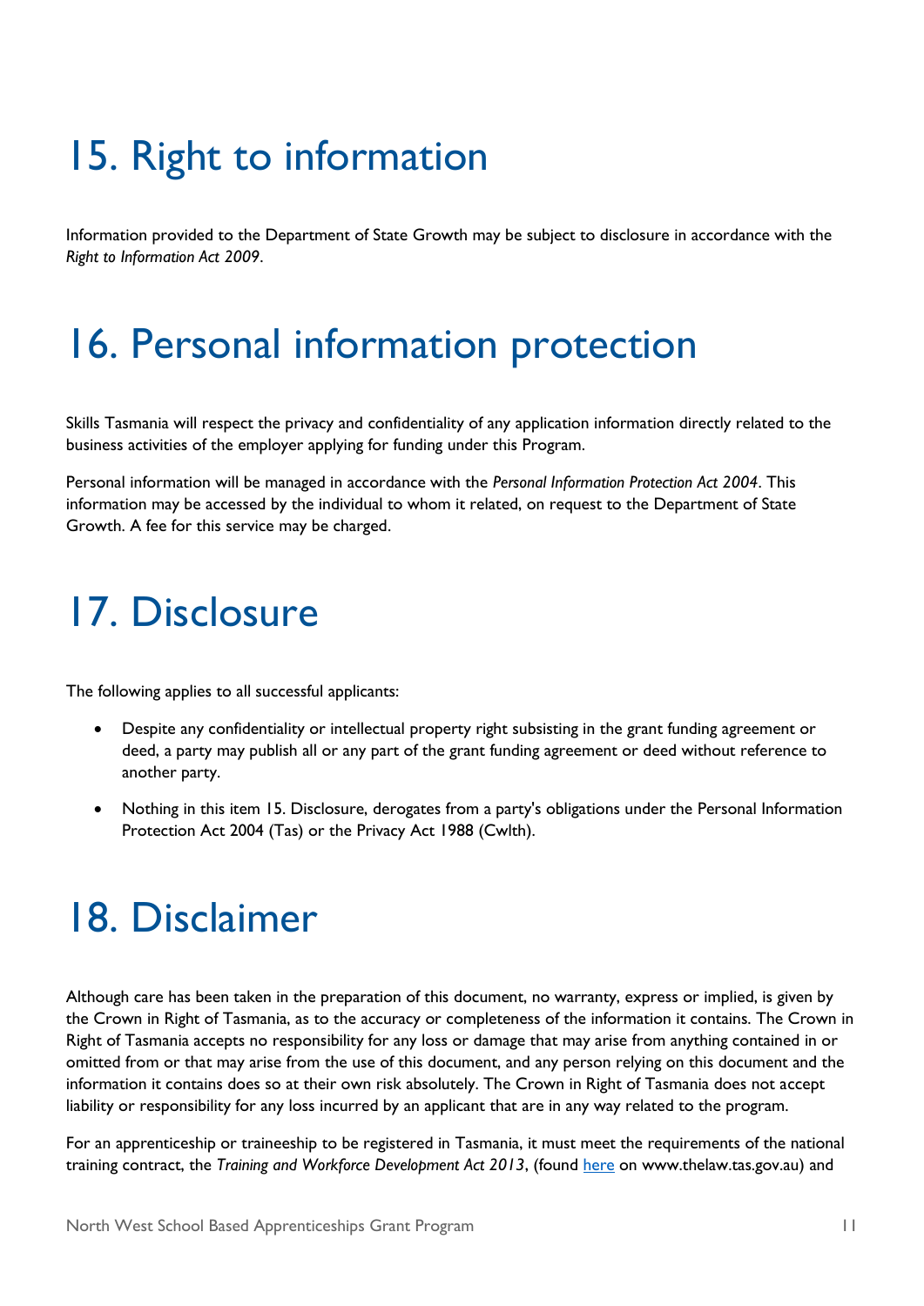# 15. Right to information

Information provided to the Department of State Growth may be subject to disclosure in accordance with the *Right to Information Act 2009*.

# 16. Personal information protection

Skills Tasmania will respect the privacy and confidentiality of any application information directly related to the business activities of the employer applying for funding under this Program.

Personal information will be managed in accordance with the *Personal Information Protection Act 2004*. This information may be accessed by the individual to whom it related, on request to the Department of State Growth. A fee for this service may be charged.

# 17. Disclosure

The following applies to all successful applicants:

- Despite any confidentiality or intellectual property right subsisting in the grant funding agreement or deed, a party may publish all or any part of the grant funding agreement or deed without reference to another party.
- Nothing in this item 15. Disclosure, derogates from a party's obligations under the Personal Information Protection Act 2004 (Tas) or the Privacy Act 1988 (Cwlth).

# 18. Disclaimer

Although care has been taken in the preparation of this document, no warranty, express or implied, is given by the Crown in Right of Tasmania, as to the accuracy or completeness of the information it contains. The Crown in Right of Tasmania accepts no responsibility for any loss or damage that may arise from anything contained in or omitted from or that may arise from the use of this document, and any person relying on this document and the information it contains does so at their own risk absolutely. The Crown in Right of Tasmania does not accept liability or responsibility for any loss incurred by an applicant that are in any way related to the program.

For an apprenticeship or traineeship to be registered in Tasmania, it must meet the requirements of the national training contract, the *Training and Workforce Development Act 2013*, (found here on www.thelaw.tas.gov.au) and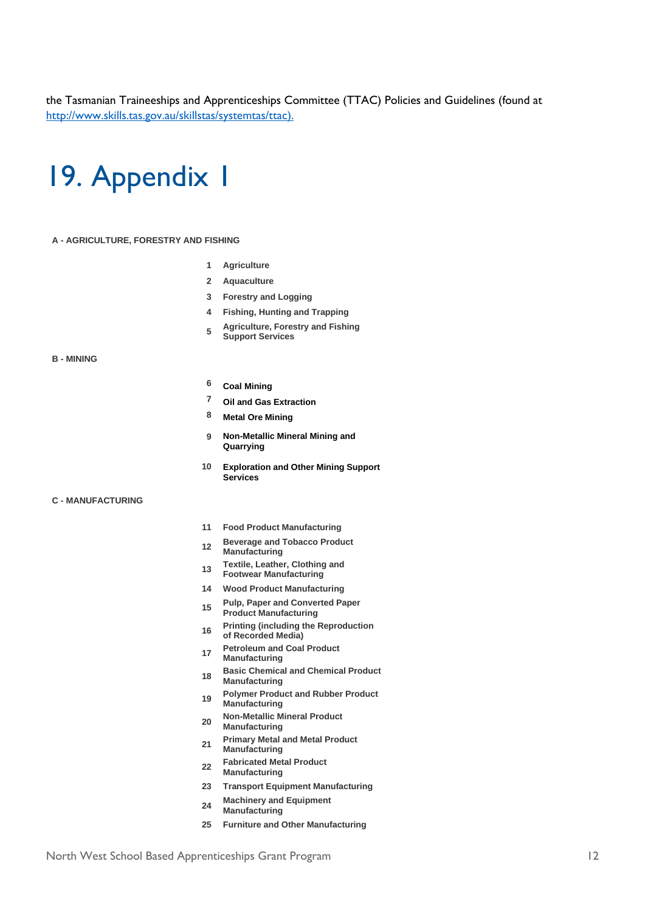the Tasmanian Traineeships and Apprenticeships Committee (TTAC) Policies and Guidelines (found at [http://www.skills.tas.gov.au/skillstas/systemtas/ttac).](http://www.skills.tas.gov.au/skillstas/systemtas/ttac)

# 19. Appendix 1

**A - AGRICULTURE, FORESTRY AND FISHING**

| | |
|---|---|
| 1 | **Agriculture** |
| 2 | **Aquaculture** |
| 3 | **Forestry and Logging** |
| 4 | **Fishing, Hunting and Trapping** |
| 5 | **Agriculture, Forestry and Fishing Support Services** |

**B - MINING**

| | |
|---|---|
| 6 | **Coal Mining** |
| 7 | **Oil and Gas Extraction** |
| 8 | **Metal Ore Mining** |
| 9 | **Non-Metallic Mineral Mining and Quarrying** |
| 10 | **Exploration and Other Mining Support Services** |

**C - MANUFACTURING**

| | |
|---|---|
| 11 | **Food Product Manufacturing** |
| 12 | **Beverage and Tobacco Product Manufacturing** |
| 13 | **Textile, Leather, Clothing and Footwear Manufacturing** |
| 14 | **Wood Product Manufacturing** |
| 15 | **Pulp, Paper and Converted Paper Product Manufacturing** |
| 16 | **Printing (including the Reproduction of Recorded Media)** |
| 17 | **Petroleum and Coal Product Manufacturing** |
| 18 | **Basic Chemical and Chemical Product Manufacturing** |
| 19 | **Polymer Product and Rubber Product Manufacturing** |
| 20 | **Non-Metallic Mineral Product Manufacturing** |
| 21 | **Primary Metal and Metal Product Manufacturing** |
| 22 | **Fabricated Metal Product Manufacturing** |
| 23 | **Transport Equipment Manufacturing** |
| 24 | **Machinery and Equipment Manufacturing** |
| 25 | **Furniture and Other Manufacturing** |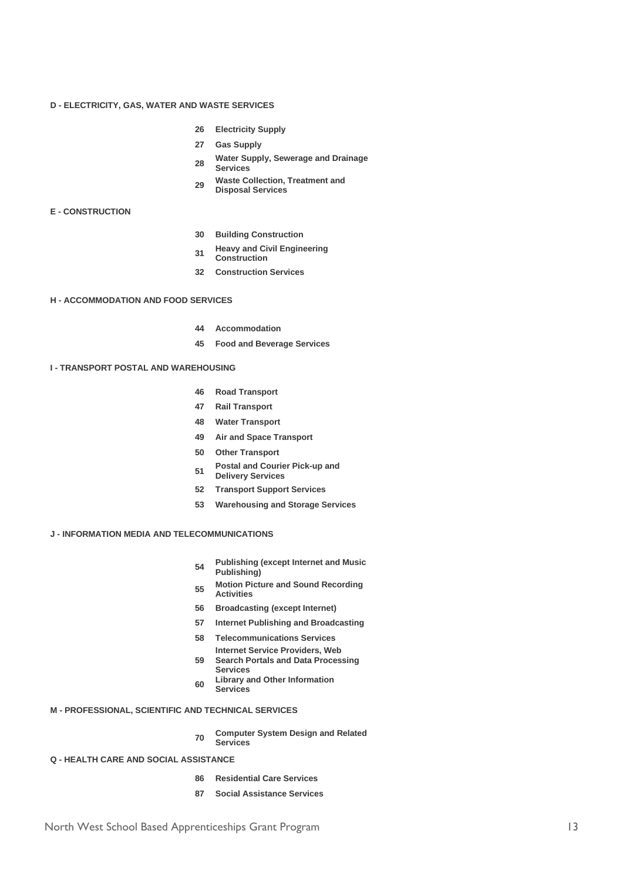**D - ELECTRICITY, GAS, WATER AND WASTE SERVICES**

- **26** **Electricity Supply**
- **27** **Gas Supply**
- **28** **Water Supply, Sewerage and Drainage Services**
- **29** **Waste Collection, Treatment and Disposal Services**

**E - CONSTRUCTION**

- **30** **Building Construction**
- **31** **Heavy and Civil Engineering Construction**
- **32** **Construction Services**

**H - ACCOMMODATION AND FOOD SERVICES**

- **44** **Accommodation**
- **45** **Food and Beverage Services**

**I - TRANSPORT POSTAL AND WAREHOUSING**

- **46** **Road Transport**
- **47** **Rail Transport**
- **48** **Water Transport**
- **49** **Air and Space Transport**
- **50** **Other Transport**
- **51** **Postal and Courier Pick-up and Delivery Services**
- **52** **Transport Support Services**
- **53** **Warehousing and Storage Services**

**J - INFORMATION MEDIA AND TELECOMMUNICATIONS**

- **54** **Publishing (except Internet and Music Publishing)**
- **55** **Motion Picture and Sound Recording Activities**
- **56** **Broadcasting (except Internet)**
- **57** **Internet Publishing and Broadcasting**
- **58** **Telecommunications Services**
- **59** **Internet Service Providers, Web Search Portals and Data Processing Services**
- **60** **Library and Other Information Services**

**M - PROFESSIONAL, SCIENTIFIC AND TECHNICAL SERVICES**

- **70** **Computer System Design and Related Services**

**Q - HEALTH CARE AND SOCIAL ASSISTANCE**

- **86** **Residential Care Services**
- **87** **Social Assistance Services**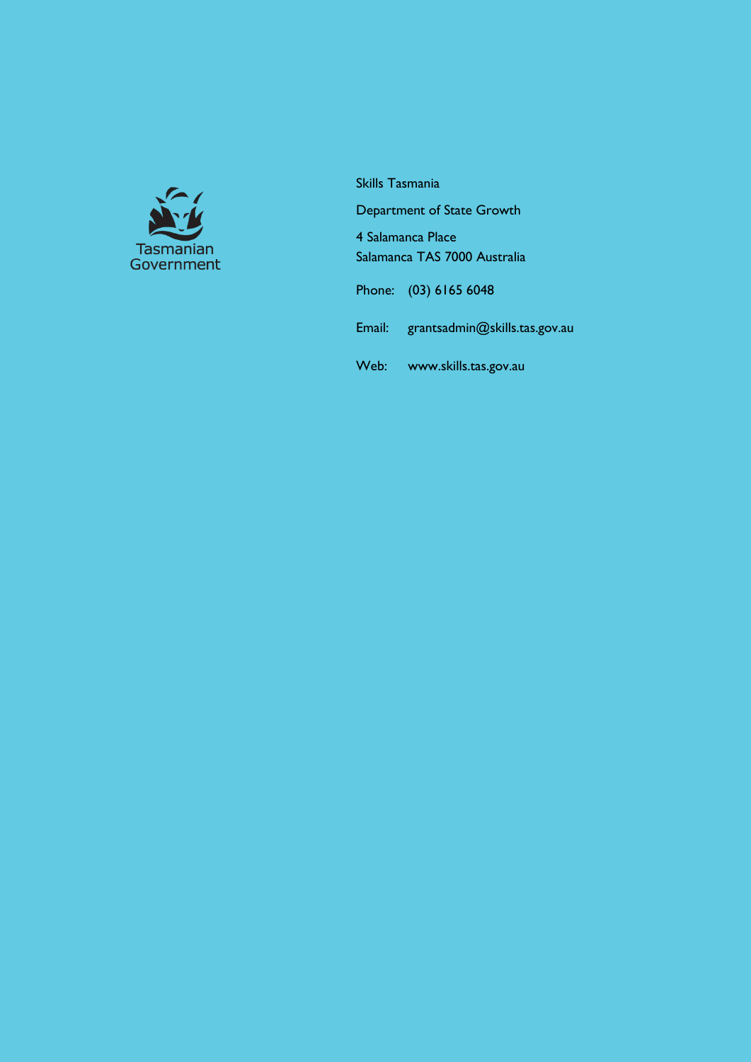Tasmanian Government

Skills Tasmania

Department of State Growth

4 Salamanca Place
Salamanca TAS 7000 Australia

Phone: (03) 6165 6048

Email: grantsadmin@skills.tas.gov.au

Web: www.skills.tas.gov.au